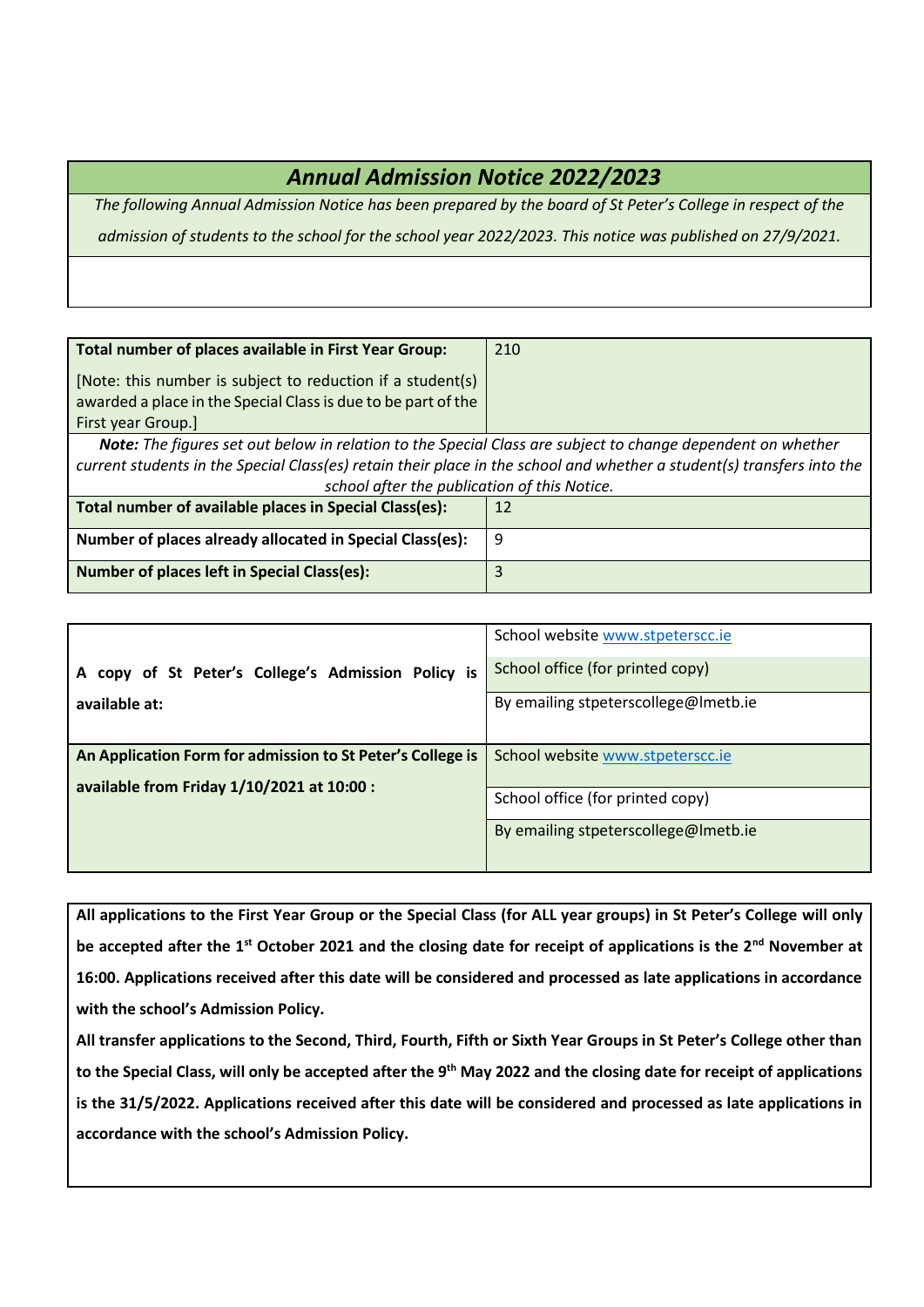# *Annual Admission Notice 2022/2023*

*The following Annual Admission Notice has been prepared by the board of St Peter's College in respect of the admission of students to the school for the school year 2022/2023. This notice was published on 27/9/2021.*

| | |
|---|---|
| **Total number of places available in First Year Group:**<br><br>[Note: this number is subject to reduction if a student(s) awarded a place in the Special Class is due to be part of the First year Group.] | 210 |
| ***Note:*** *The figures set out below in relation to the Special Class are subject to change dependent on whether current students in the Special Class(es) retain their place in the school and whether a student(s) transfers into the school after the publication of this Notice.* | |
| **Total number of available places in Special Class(es):** | 12 |
| **Number of places already allocated in Special Class(es):** | 9 |
| **Number of places left in Special Class(es):** | 3 |

| | |
|---|---|
| **A copy of St Peter's College's Admission Policy is available at:** | School website www.stpeterscc.ie |
| | School office (for printed copy) |
| | By emailing stpeterscollege@lmetb.ie |
| **An Application Form for admission to St Peter's College is available from Friday 1/10/2021 at 10:00 :** | School website www.stpeterscc.ie |
| | School office (for printed copy) |
| | By emailing stpeterscollege@lmetb.ie |

**All applications to the First Year Group or the Special Class (for ALL year groups) in St Peter's College will only be accepted after the 1st October 2021 and the closing date for receipt of applications is the 2nd November at 16:00. Applications received after this date will be considered and processed as late applications in accordance with the school's Admission Policy.**

**All transfer applications to the Second, Third, Fourth, Fifth or Sixth Year Groups in St Peter's College other than to the Special Class, will only be accepted after the 9th May 2022 and the closing date for receipt of applications is the 31/5/2022. Applications received after this date will be considered and processed as late applications in accordance with the school's Admission Policy.**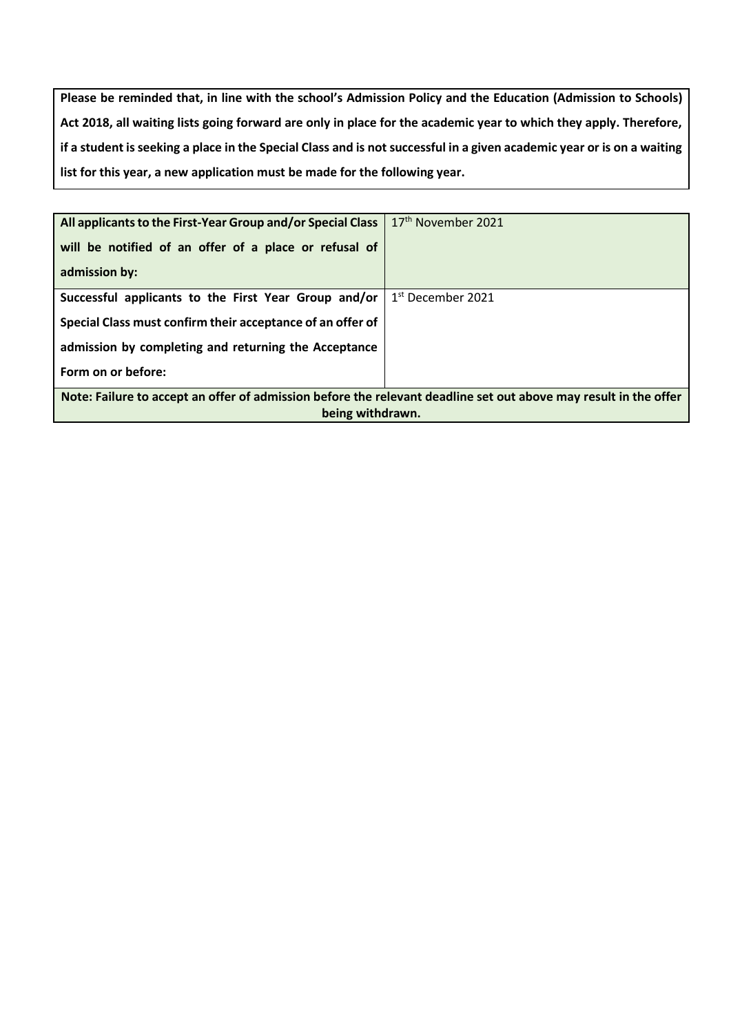**Please be reminded that, in line with the school's Admission Policy and the Education (Admission to Schools) Act 2018, all waiting lists going forward are only in place for the academic year to which they apply. Therefore, if a student is seeking a place in the Special Class and is not successful in a given academic year or is on a waiting list for this year, a new application must be made for the following year.**

| | |
|---|---|
| **All applicants to the First-Year Group and/or Special Class will be notified of an offer of a place or refusal of admission by:** | 17th November 2021 |
| **Successful applicants to the First Year Group and/or Special Class must confirm their acceptance of an offer of admission by completing and returning the Acceptance Form on or before:** | 1st December 2021 |
| **Note: Failure to accept an offer of admission before the relevant deadline set out above may result in the offer being withdrawn.** | |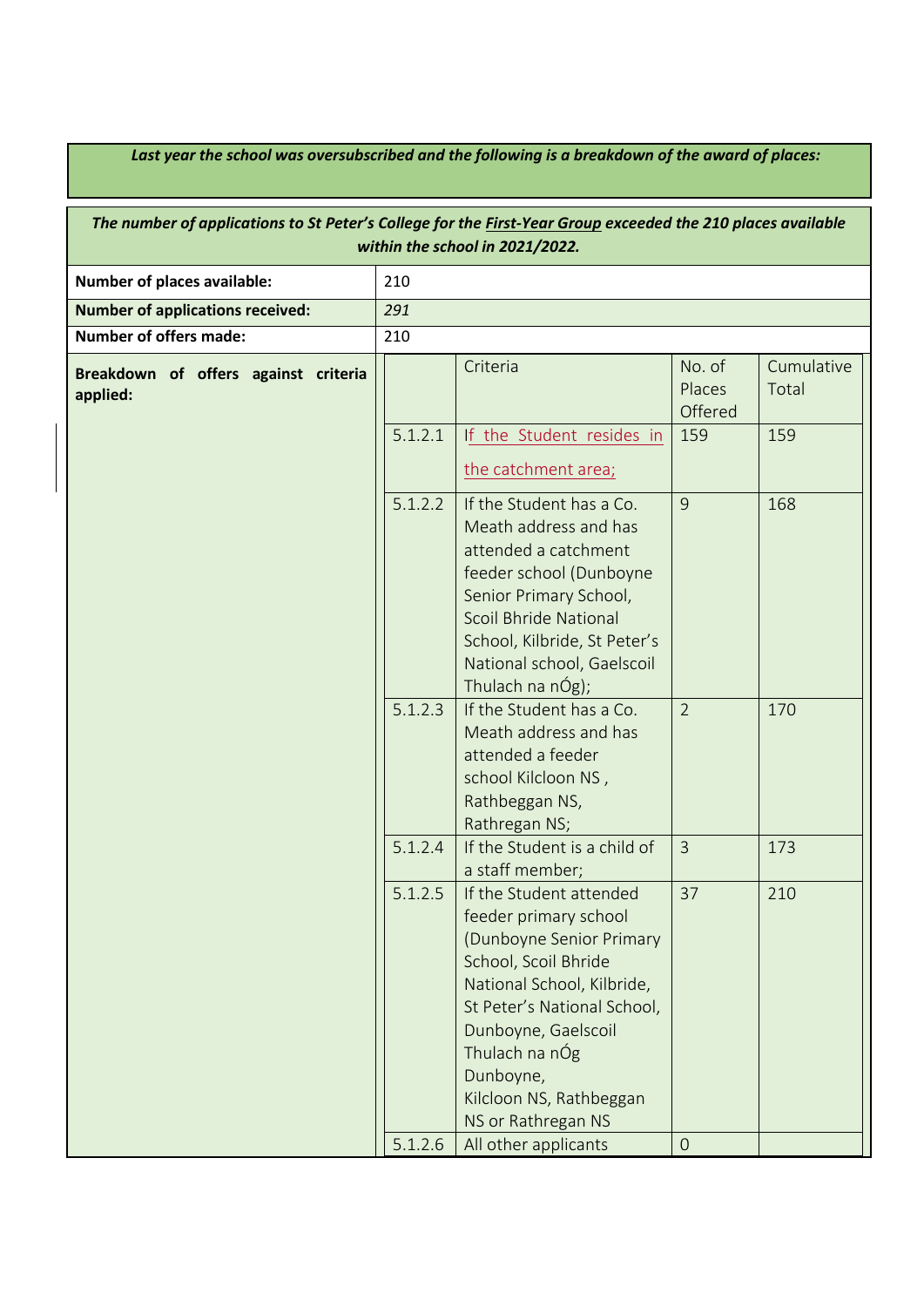***Last year the school was oversubscribed and the following is a breakdown of the award of places:***

***The number of applications to St Peter's College for the First-Year Group exceeded the 210 places available within the school in 2021/2022.***

| | |
|---|---|
| **Number of places available:** | 210 |
| **Number of applications received:** | *291* |
| **Number of offers made:** | 210 |

**Breakdown of offers against criteria applied:**

| | Criteria | No. of Places Offered | Cumulative Total |
|---|---|---|---|
| 5.1.2.1 | If the Student resides in the catchment area; | 159 | 159 |
| 5.1.2.2 | If the Student has a Co. Meath address and has attended a catchment feeder school (Dunboyne Senior Primary School, Scoil Bhride National School, Kilbride, St Peter's National school, Gaelscoil Thulach na nÓg); | 9 | 168 |
| 5.1.2.3 | If the Student has a Co. Meath address and has attended a feeder school Kilcloon NS , Rathbeggan NS, Rathregan NS; | 2 | 170 |
| 5.1.2.4 | If the Student is a child of a staff member; | 3 | 173 |
| 5.1.2.5 | If the Student attended feeder primary school (Dunboyne Senior Primary School, Scoil Bhride National School, Kilbride, St Peter's National School, Dunboyne, Gaelscoil Thulach na nÓg Dunboyne, Kilcloon NS, Rathbeggan NS or Rathregan NS | 37 | 210 |
| 5.1.2.6 | All other applicants | 0 | |